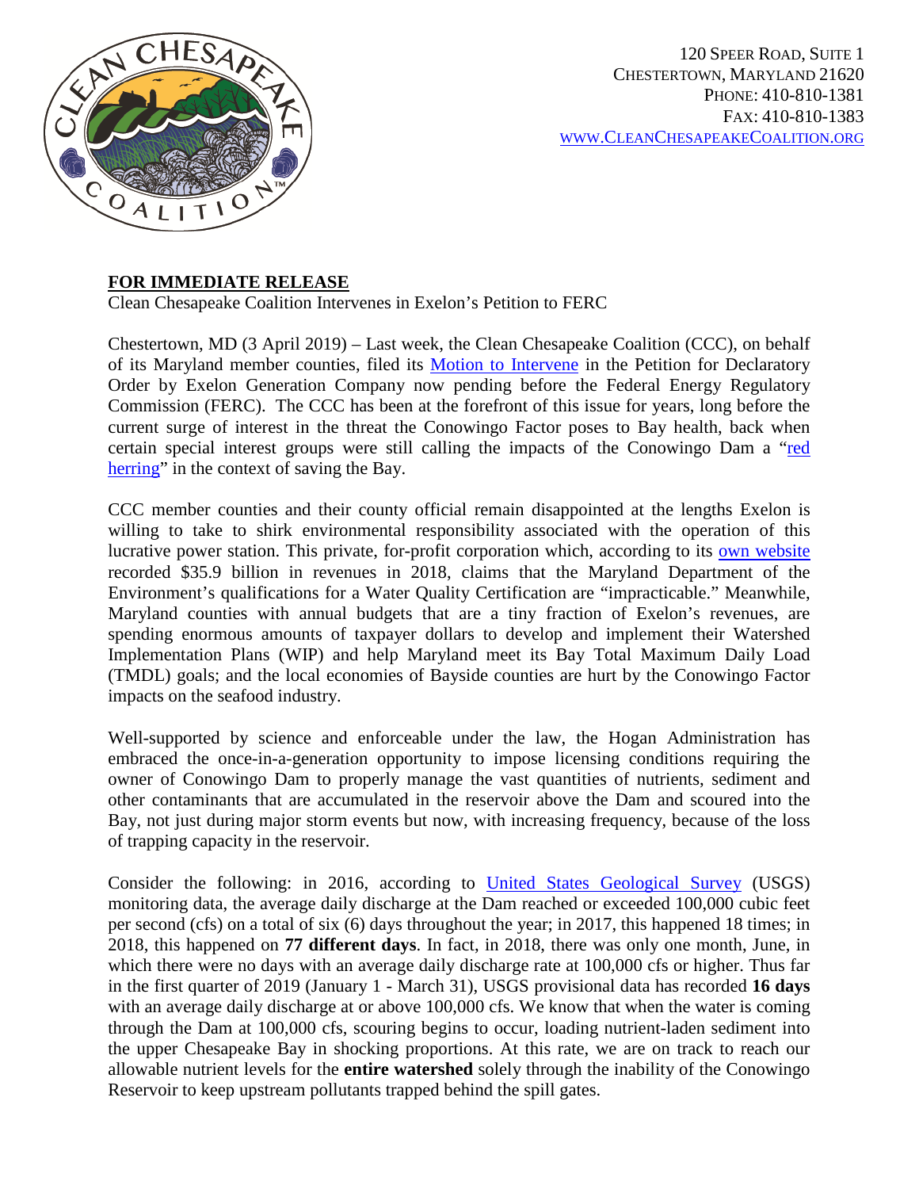120 Speer Road, Suite 1
Chestertown, Maryland 21620
Phone: 410-810-1381
Fax: 410-810-1383
www.CleanChesapeakeCoalition.org

**FOR IMMEDIATE RELEASE**

Clean Chesapeake Coalition Intervenes in Exelon's Petition to FERC

Chestertown, MD (3 April 2019) – Last week, the Clean Chesapeake Coalition (CCC), on behalf of its Maryland member counties, filed its Motion to Intervene in the Petition for Declaratory Order by Exelon Generation Company now pending before the Federal Energy Regulatory Commission (FERC). The CCC has been at the forefront of this issue for years, long before the current surge of interest in the threat the Conowingo Factor poses to Bay health, back when certain special interest groups were still calling the impacts of the Conowingo Dam a "red herring" in the context of saving the Bay.

CCC member counties and their county official remain disappointed at the lengths Exelon is willing to take to shirk environmental responsibility associated with the operation of this lucrative power station. This private, for-profit corporation which, according to its own website recorded $35.9 billion in revenues in 2018, claims that the Maryland Department of the Environment's qualifications for a Water Quality Certification are "impracticable." Meanwhile, Maryland counties with annual budgets that are a tiny fraction of Exelon's revenues, are spending enormous amounts of taxpayer dollars to develop and implement their Watershed Implementation Plans (WIP) and help Maryland meet its Bay Total Maximum Daily Load (TMDL) goals; and the local economies of Bayside counties are hurt by the Conowingo Factor impacts on the seafood industry.

Well-supported by science and enforceable under the law, the Hogan Administration has embraced the once-in-a-generation opportunity to impose licensing conditions requiring the owner of Conowingo Dam to properly manage the vast quantities of nutrients, sediment and other contaminants that are accumulated in the reservoir above the Dam and scoured into the Bay, not just during major storm events but now, with increasing frequency, because of the loss of trapping capacity in the reservoir.

Consider the following: in 2016, according to United States Geological Survey (USGS) monitoring data, the average daily discharge at the Dam reached or exceeded 100,000 cubic feet per second (cfs) on a total of six (6) days throughout the year; in 2017, this happened 18 times; in 2018, this happened on **77 different days**. In fact, in 2018, there was only one month, June, in which there were no days with an average daily discharge rate at 100,000 cfs or higher. Thus far in the first quarter of 2019 (January 1 - March 31), USGS provisional data has recorded **16 days** with an average daily discharge at or above 100,000 cfs. We know that when the water is coming through the Dam at 100,000 cfs, scouring begins to occur, loading nutrient-laden sediment into the upper Chesapeake Bay in shocking proportions. At this rate, we are on track to reach our allowable nutrient levels for the **entire watershed** solely through the inability of the Conowingo Reservoir to keep upstream pollutants trapped behind the spill gates.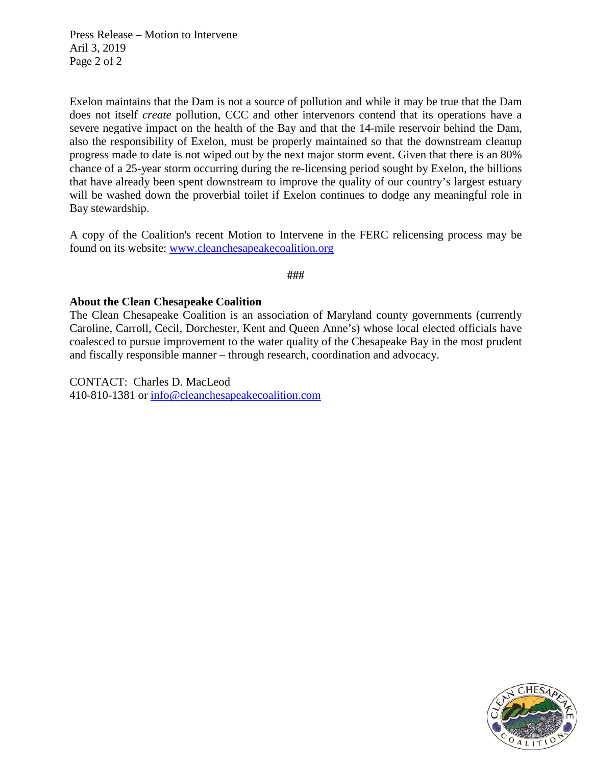Exelon maintains that the Dam is not a source of pollution and while it may be true that the Dam does not itself *create* pollution, CCC and other intervenors contend that its operations have a severe negative impact on the health of the Bay and that the 14-mile reservoir behind the Dam, also the responsibility of Exelon, must be properly maintained so that the downstream cleanup progress made to date is not wiped out by the next major storm event. Given that there is an 80% chance of a 25-year storm occurring during the re-licensing period sought by Exelon, the billions that have already been spent downstream to improve the quality of our country's largest estuary will be washed down the proverbial toilet if Exelon continues to dodge any meaningful role in Bay stewardship.

A copy of the Coalition's recent Motion to Intervene in the FERC relicensing process may be found on its website: [www.cleanchesapeakecoalition.org](http://www.cleanchesapeakecoalition.org)

###

**About the Clean Chesapeake Coalition**

The Clean Chesapeake Coalition is an association of Maryland county governments (currently Caroline, Carroll, Cecil, Dorchester, Kent and Queen Anne's) whose local elected officials have coalesced to pursue improvement to the water quality of the Chesapeake Bay in the most prudent and fiscally responsible manner – through research, coordination and advocacy.

CONTACT: Charles D. MacLeod
410-810-1381 or [info@cleanchesapeakecoalition.com](mailto:info@cleanchesapeakecoalition.com)